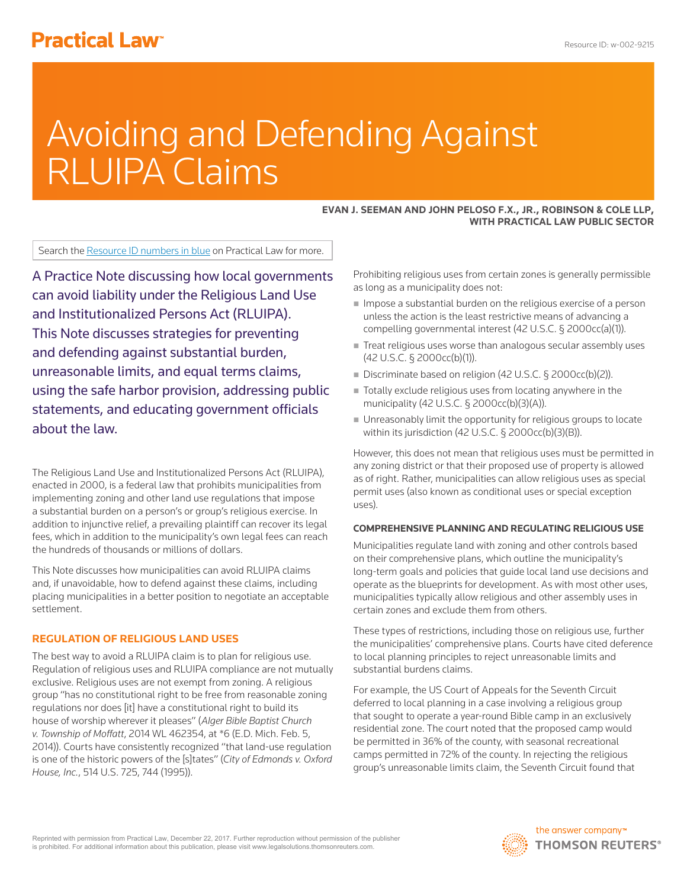# Avoiding and Defending Against RLUIPA Claims

**EVAN J. SEEMAN AND JOHN PELOSO F.X., JR., ROBINSON & COLE LLP, WITH PRACTICAL LAW PUBLIC SECTOR**

Search the Resource ID numbers in blue on Practical Law for more.

A Practice Note discussing how local governments can avoid liability under the Religious Land Use and Institutionalized Persons Act (RLUIPA). This Note discusses strategies for preventing and defending against substantial burden, unreasonable limits, and equal terms claims, using the safe harbor provision, addressing public statements, and educating government officials about the law.

The Religious Land Use and Institutionalized Persons Act (RLUIPA), enacted in 2000, is a federal law that prohibits municipalities from implementing zoning and other land use regulations that impose a substantial burden on a person's or group's religious exercise. In addition to injunctive relief, a prevailing plaintiff can recover its legal fees, which in addition to the municipality's own legal fees can reach the hundreds of thousands or millions of dollars.

This Note discusses how municipalities can avoid RLUIPA claims and, if unavoidable, how to defend against these claims, including placing municipalities in a better position to negotiate an acceptable settlement.

## REGULATION OF RELIGIOUS LAND USES

The best way to avoid a RLUIPA claim is to plan for religious use. Regulation of religious uses and RLUIPA compliance are not mutually exclusive. Religious uses are not exempt from zoning. A religious group "has no constitutional right to be free from reasonable zoning regulations nor does [it] have a constitutional right to build its house of worship wherever it pleases" (*Alger Bible Baptist Church v. Township of Moffatt*, 2014 WL 462354, at *6 (E.D. Mich. Feb. 5, 2014)). Courts have consistently recognized "that land-use regulation is one of the historic powers of the [s]tates" (*City of Edmonds v. Oxford House, Inc.*, 514 U.S. 725, 744 (1995)).

Prohibiting religious uses from certain zones is generally permissible as long as a municipality does not:

- Impose a substantial burden on the religious exercise of a person unless the action is the least restrictive means of advancing a compelling governmental interest (42 U.S.C. § 2000cc(a)(1)).
- Treat religious uses worse than analogous secular assembly uses (42 U.S.C. § 2000cc(b)(1)).
- Discriminate based on religion (42 U.S.C. § 2000cc(b)(2)).
- Totally exclude religious uses from locating anywhere in the municipality (42 U.S.C. § 2000cc(b)(3)(A)).
- Unreasonably limit the opportunity for religious groups to locate within its jurisdiction (42 U.S.C. § 2000cc(b)(3)(B)).

However, this does not mean that religious uses must be permitted in any zoning district or that their proposed use of property is allowed as of right. Rather, municipalities can allow religious uses as special permit uses (also known as conditional uses or special exception uses).

### COMPREHENSIVE PLANNING AND REGULATING RELIGIOUS USE

Municipalities regulate land with zoning and other controls based on their comprehensive plans, which outline the municipality's long-term goals and policies that guide local land use decisions and operate as the blueprints for development. As with most other uses, municipalities typically allow religious and other assembly uses in certain zones and exclude them from others.

These types of restrictions, including those on religious use, further the municipalities' comprehensive plans. Courts have cited deference to local planning principles to reject unreasonable limits and substantial burdens claims.

For example, the US Court of Appeals for the Seventh Circuit deferred to local planning in a case involving a religious group that sought to operate a year-round Bible camp in an exclusively residential zone. The court noted that the proposed camp would be permitted in 36% of the county, with seasonal recreational camps permitted in 72% of the county. In rejecting the religious group's unreasonable limits claim, the Seventh Circuit found that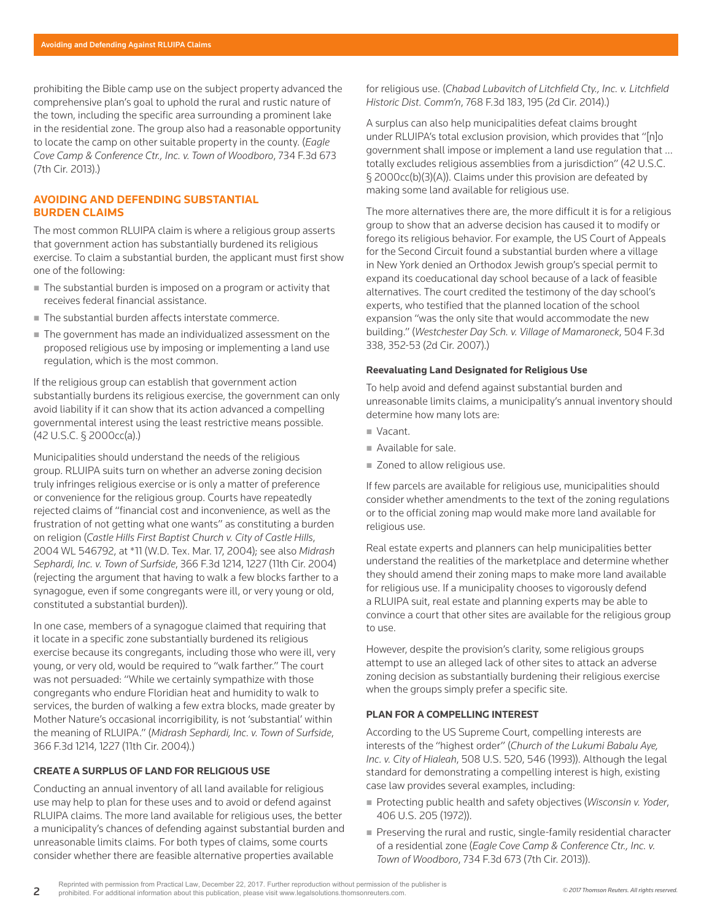prohibiting the Bible camp use on the subject property advanced the comprehensive plan's goal to uphold the rural and rustic nature of the town, including the specific area surrounding a prominent lake in the residential zone. The group also had a reasonable opportunity to locate the camp on other suitable property in the county. (*Eagle Cove Camp & Conference Ctr., Inc. v. Town of Woodboro*, 734 F.3d 673 (7th Cir. 2013).)

## AVOIDING AND DEFENDING SUBSTANTIAL BURDEN CLAIMS

The most common RLUIPA claim is where a religious group asserts that government action has substantially burdened its religious exercise. To claim a substantial burden, the applicant must first show one of the following:

- The substantial burden is imposed on a program or activity that receives federal financial assistance.
- The substantial burden affects interstate commerce.
- The government has made an individualized assessment on the proposed religious use by imposing or implementing a land use regulation, which is the most common.

If the religious group can establish that government action substantially burdens its religious exercise, the government can only avoid liability if it can show that its action advanced a compelling governmental interest using the least restrictive means possible. (42 U.S.C. § 2000cc(a).)

Municipalities should understand the needs of the religious group. RLUIPA suits turn on whether an adverse zoning decision truly infringes religious exercise or is only a matter of preference or convenience for the religious group. Courts have repeatedly rejected claims of "financial cost and inconvenience, as well as the frustration of not getting what one wants" as constituting a burden on religion (*Castle Hills First Baptist Church v. City of Castle Hills*, 2004 WL 546792, at *11 (W.D. Tex. Mar. 17, 2004); see also *Midrash Sephardi, Inc. v. Town of Surfside*, 366 F.3d 1214, 1227 (11th Cir. 2004) (rejecting the argument that having to walk a few blocks farther to a synagogue, even if some congregants were ill, or very young or old, constituted a substantial burden)).

In one case, members of a synagogue claimed that requiring that it locate in a specific zone substantially burdened its religious exercise because its congregants, including those who were ill, very young, or very old, would be required to "walk farther." The court was not persuaded: "While we certainly sympathize with those congregants who endure Floridian heat and humidity to walk to services, the burden of walking a few extra blocks, made greater by Mother Nature's occasional incorrigibility, is not 'substantial' within the meaning of RLUIPA." (*Midrash Sephardi, Inc. v. Town of Surfside*, 366 F.3d 1214, 1227 (11th Cir. 2004).)

### CREATE A SURPLUS OF LAND FOR RELIGIOUS USE

Conducting an annual inventory of all land available for religious use may help to plan for these uses and to avoid or defend against RLUIPA claims. The more land available for religious uses, the better a municipality's chances of defending against substantial burden and unreasonable limits claims. For both types of claims, some courts consider whether there are feasible alternative properties available for religious use. (*Chabad Lubavitch of Litchfield Cty., Inc. v. Litchfield Historic Dist. Comm'n*, 768 F.3d 183, 195 (2d Cir. 2014).)

A surplus can also help municipalities defeat claims brought under RLUIPA's total exclusion provision, which provides that "[n]o government shall impose or implement a land use regulation that ... totally excludes religious assemblies from a jurisdiction" (42 U.S.C. § 2000cc(b)(3)(A)). Claims under this provision are defeated by making some land available for religious use.

The more alternatives there are, the more difficult it is for a religious group to show that an adverse decision has caused it to modify or forego its religious behavior. For example, the US Court of Appeals for the Second Circuit found a substantial burden where a village in New York denied an Orthodox Jewish group's special permit to expand its coeducational day school because of a lack of feasible alternatives. The court credited the testimony of the day school's experts, who testified that the planned location of the school expansion "was the only site that would accommodate the new building." (*Westchester Day Sch. v. Village of Mamaroneck*, 504 F.3d 338, 352-53 (2d Cir. 2007).)

#### Reevaluating Land Designated for Religious Use

To help avoid and defend against substantial burden and unreasonable limits claims, a municipality's annual inventory should determine how many lots are:

- Vacant.
- Available for sale.
- Zoned to allow religious use.

If few parcels are available for religious use, municipalities should consider whether amendments to the text of the zoning regulations or to the official zoning map would make more land available for religious use.

Real estate experts and planners can help municipalities better understand the realities of the marketplace and determine whether they should amend their zoning maps to make more land available for religious use. If a municipality chooses to vigorously defend a RLUIPA suit, real estate and planning experts may be able to convince a court that other sites are available for the religious group to use.

However, despite the provision's clarity, some religious groups attempt to use an alleged lack of other sites to attack an adverse zoning decision as substantially burdening their religious exercise when the groups simply prefer a specific site.

### PLAN FOR A COMPELLING INTEREST

According to the US Supreme Court, compelling interests are interests of the "highest order" (*Church of the Lukumi Babalu Aye, Inc. v. City of Hialeah*, 508 U.S. 520, 546 (1993)). Although the legal standard for demonstrating a compelling interest is high, existing case law provides several examples, including:

- Protecting public health and safety objectives (*Wisconsin v. Yoder*, 406 U.S. 205 (1972)).
- Preserving the rural and rustic, single-family residential character of a residential zone (*Eagle Cove Camp & Conference Ctr., Inc. v. Town of Woodboro*, 734 F.3d 673 (7th Cir. 2013)).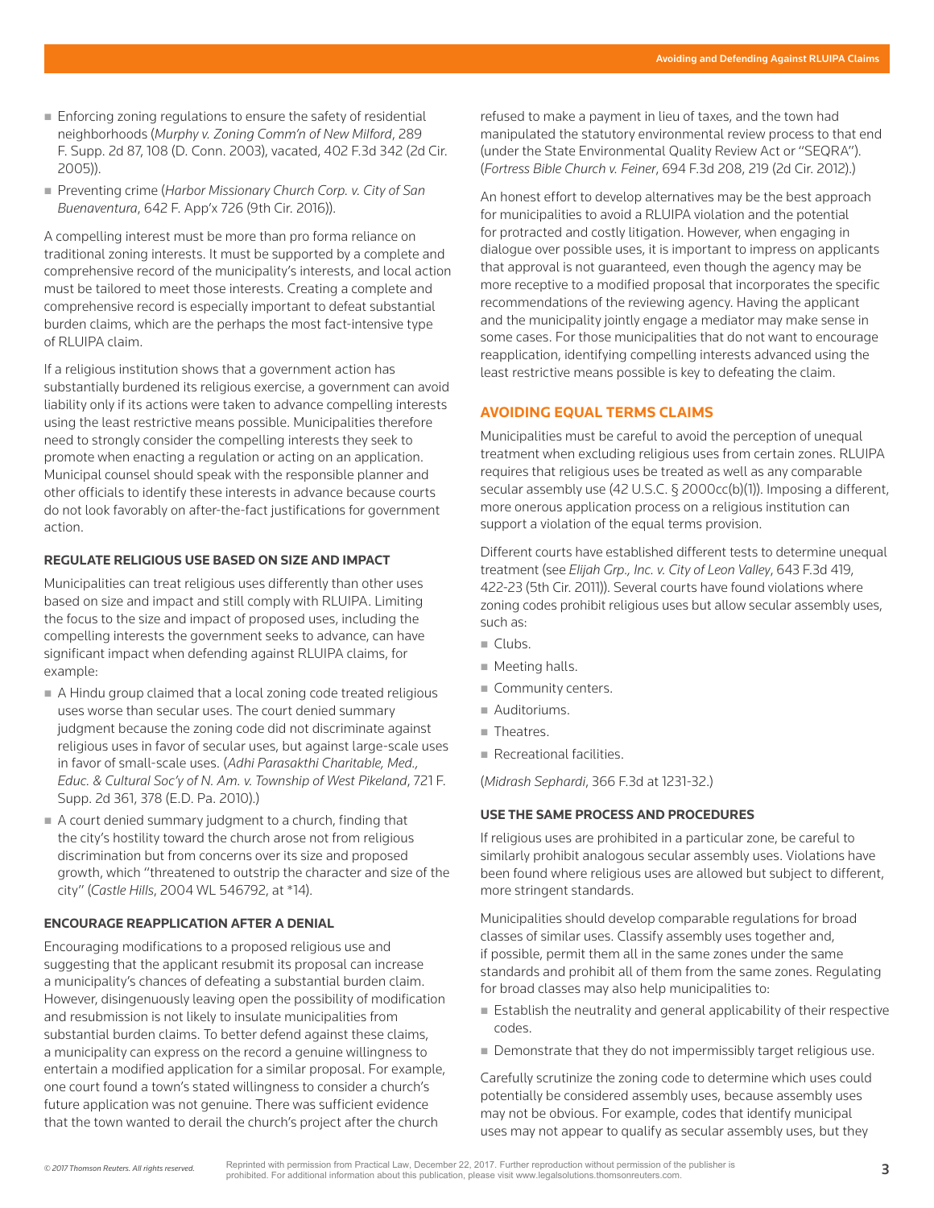- Enforcing zoning regulations to ensure the safety of residential neighborhoods (*Murphy v. Zoning Comm'n of New Milford*, 289 F. Supp. 2d 87, 108 (D. Conn. 2003), vacated, 402 F.3d 342 (2d Cir. 2005)).
- Preventing crime (*Harbor Missionary Church Corp. v. City of San Buenaventura*, 642 F. App'x 726 (9th Cir. 2016)).

A compelling interest must be more than pro forma reliance on traditional zoning interests. It must be supported by a complete and comprehensive record of the municipality's interests, and local action must be tailored to meet those interests. Creating a complete and comprehensive record is especially important to defeat substantial burden claims, which are the perhaps the most fact-intensive type of RLUIPA claim.

If a religious institution shows that a government action has substantially burdened its religious exercise, a government can avoid liability only if its actions were taken to advance compelling interests using the least restrictive means possible. Municipalities therefore need to strongly consider the compelling interests they seek to promote when enacting a regulation or acting on an application. Municipal counsel should speak with the responsible planner and other officials to identify these interests in advance because courts do not look favorably on after-the-fact justifications for government action.

#### REGULATE RELIGIOUS USE BASED ON SIZE AND IMPACT

Municipalities can treat religious uses differently than other uses based on size and impact and still comply with RLUIPA. Limiting the focus to the size and impact of proposed uses, including the compelling interests the government seeks to advance, can have significant impact when defending against RLUIPA claims, for example:

- A Hindu group claimed that a local zoning code treated religious uses worse than secular uses. The court denied summary judgment because the zoning code did not discriminate against religious uses in favor of secular uses, but against large-scale uses in favor of small-scale uses. (*Adhi Parasakthi Charitable, Med., Educ. & Cultural Soc'y of N. Am. v. Township of West Pikeland*, 721 F. Supp. 2d 361, 378 (E.D. Pa. 2010).)
- A court denied summary judgment to a church, finding that the city's hostility toward the church arose not from religious discrimination but from concerns over its size and proposed growth, which "threatened to outstrip the character and size of the city" (*Castle Hills*, 2004 WL 546792, at *14).

#### ENCOURAGE REAPPLICATION AFTER A DENIAL

Encouraging modifications to a proposed religious use and suggesting that the applicant resubmit its proposal can increase a municipality's chances of defeating a substantial burden claim. However, disingenuously leaving open the possibility of modification and resubmission is not likely to insulate municipalities from substantial burden claims. To better defend against these claims, a municipality can express on the record a genuine willingness to entertain a modified application for a similar proposal. For example, one court found a town's stated willingness to consider a church's future application was not genuine. There was sufficient evidence that the town wanted to derail the church's project after the church refused to make a payment in lieu of taxes, and the town had manipulated the statutory environmental review process to that end (under the State Environmental Quality Review Act or "SEQRA"). (*Fortress Bible Church v. Feiner*, 694 F.3d 208, 219 (2d Cir. 2012).)

An honest effort to develop alternatives may be the best approach for municipalities to avoid a RLUIPA violation and the potential for protracted and costly litigation. However, when engaging in dialogue over possible uses, it is important to impress on applicants that approval is not guaranteed, even though the agency may be more receptive to a modified proposal that incorporates the specific recommendations of the reviewing agency. Having the applicant and the municipality jointly engage a mediator may make sense in some cases. For those municipalities that do not want to encourage reapplication, identifying compelling interests advanced using the least restrictive means possible is key to defeating the claim.

### AVOIDING EQUAL TERMS CLAIMS

Municipalities must be careful to avoid the perception of unequal treatment when excluding religious uses from certain zones. RLUIPA requires that religious uses be treated as well as any comparable secular assembly use (42 U.S.C. § 2000cc(b)(1)). Imposing a different, more onerous application process on a religious institution can support a violation of the equal terms provision.

Different courts have established different tests to determine unequal treatment (see *Elijah Grp., Inc. v. City of Leon Valley*, 643 F.3d 419, 422-23 (5th Cir. 2011)). Several courts have found violations where zoning codes prohibit religious uses but allow secular assembly uses, such as:

- Clubs.
- Meeting halls.
- Community centers.
- Auditoriums.
- Theatres.
- Recreational facilities.

(*Midrash Sephardi*, 366 F.3d at 1231-32.)

#### USE THE SAME PROCESS AND PROCEDURES

If religious uses are prohibited in a particular zone, be careful to similarly prohibit analogous secular assembly uses. Violations have been found where religious uses are allowed but subject to different, more stringent standards.

Municipalities should develop comparable regulations for broad classes of similar uses. Classify assembly uses together and, if possible, permit them all in the same zones under the same standards and prohibit all of them from the same zones. Regulating for broad classes may also help municipalities to:

- Establish the neutrality and general applicability of their respective codes.
- Demonstrate that they do not impermissibly target religious use.

Carefully scrutinize the zoning code to determine which uses could potentially be considered assembly uses, because assembly uses may not be obvious. For example, codes that identify municipal uses may not appear to qualify as secular assembly uses, but they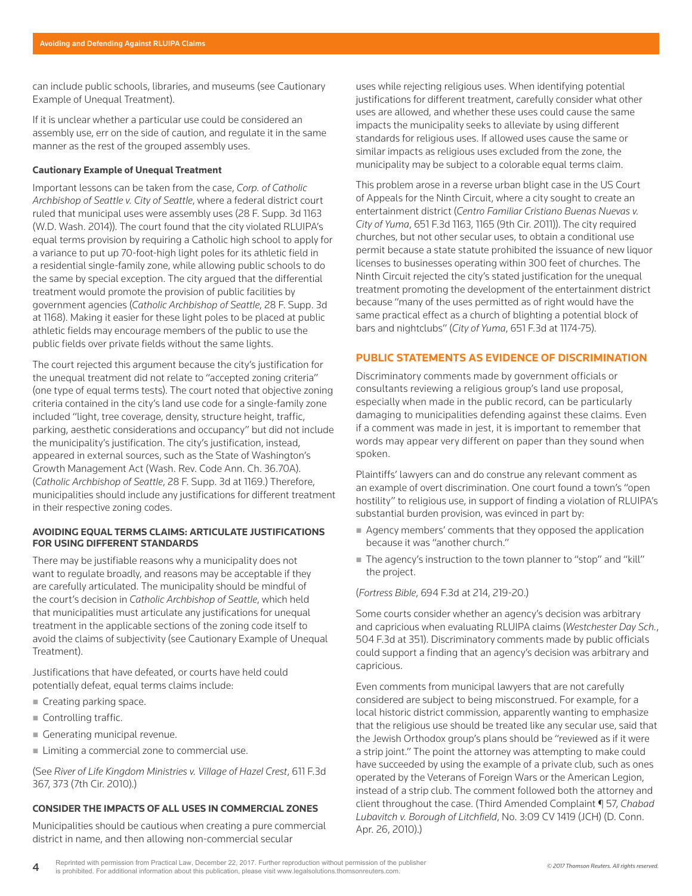can include public schools, libraries, and museums (see Cautionary Example of Unequal Treatment).

If it is unclear whether a particular use could be considered an assembly use, err on the side of caution, and regulate it in the same manner as the rest of the grouped assembly uses.

**Cautionary Example of Unequal Treatment**

Important lessons can be taken from the case, *Corp. of Catholic Archbishop of Seattle v. City of Seattle*, where a federal district court ruled that municipal uses were assembly uses (28 F. Supp. 3d 1163 (W.D. Wash. 2014)). The court found that the city violated RLUIPA's equal terms provision by requiring a Catholic high school to apply for a variance to put up 70-foot-high light poles for its athletic field in a residential single-family zone, while allowing public schools to do the same by special exception. The city argued that the differential treatment would promote the provision of public facilities by government agencies (*Catholic Archbishop of Seattle*, 28 F. Supp. 3d at 1168). Making it easier for these light poles to be placed at public athletic fields may encourage members of the public to use the public fields over private fields without the same lights.

The court rejected this argument because the city's justification for the unequal treatment did not relate to "accepted zoning criteria" (one type of equal terms tests). The court noted that objective zoning criteria contained in the city's land use code for a single-family zone included "light, tree coverage, density, structure height, traffic, parking, aesthetic considerations and occupancy" but did not include the municipality's justification. The city's justification, instead, appeared in external sources, such as the State of Washington's Growth Management Act (Wash. Rev. Code Ann. Ch. 36.70A). (*Catholic Archbishop of Seattle*, 28 F. Supp. 3d at 1169.) Therefore, municipalities should include any justifications for different treatment in their respective zoning codes.

### AVOIDING EQUAL TERMS CLAIMS: ARTICULATE JUSTIFICATIONS FOR USING DIFFERENT STANDARDS

There may be justifiable reasons why a municipality does not want to regulate broadly, and reasons may be acceptable if they are carefully articulated. The municipality should be mindful of the court's decision in *Catholic Archbishop of Seattle*, which held that municipalities must articulate any justifications for unequal treatment in the applicable sections of the zoning code itself to avoid the claims of subjectivity (see Cautionary Example of Unequal Treatment).

Justifications that have defeated, or courts have held could potentially defeat, equal terms claims include:

- Creating parking space.
- Controlling traffic.
- Generating municipal revenue.
- Limiting a commercial zone to commercial use.

(See *River of Life Kingdom Ministries v. Village of Hazel Crest*, 611 F.3d 367, 373 (7th Cir. 2010).)

### CONSIDER THE IMPACTS OF ALL USES IN COMMERCIAL ZONES

Municipalities should be cautious when creating a pure commercial district in name, and then allowing non-commercial secular uses while rejecting religious uses. When identifying potential justifications for different treatment, carefully consider what other uses are allowed, and whether these uses could cause the same impacts the municipality seeks to alleviate by using different standards for religious uses. If allowed uses cause the same or similar impacts as religious uses excluded from the zone, the municipality may be subject to a colorable equal terms claim.

This problem arose in a reverse urban blight case in the US Court of Appeals for the Ninth Circuit, where a city sought to create an entertainment district (*Centro Familiar Cristiano Buenas Nuevas v. City of Yuma*, 651 F.3d 1163, 1165 (9th Cir. 2011)). The city required churches, but not other secular uses, to obtain a conditional use permit because a state statute prohibited the issuance of new liquor licenses to businesses operating within 300 feet of churches. The Ninth Circuit rejected the city's stated justification for the unequal treatment promoting the development of the entertainment district because "many of the uses permitted as of right would have the same practical effect as a church of blighting a potential block of bars and nightclubs" (*City of Yuma*, 651 F.3d at 1174-75).

## PUBLIC STATEMENTS AS EVIDENCE OF DISCRIMINATION

Discriminatory comments made by government officials or consultants reviewing a religious group's land use proposal, especially when made in the public record, can be particularly damaging to municipalities defending against these claims. Even if a comment was made in jest, it is important to remember that words may appear very different on paper than they sound when spoken.

Plaintiffs' lawyers can and do construe any relevant comment as an example of overt discrimination. One court found a town's "open hostility" to religious use, in support of finding a violation of RLUIPA's substantial burden provision, was evinced in part by:

- Agency members' comments that they opposed the application because it was "another church."
- The agency's instruction to the town planner to "stop" and "kill" the project.

(*Fortress Bible*, 694 F.3d at 214, 219-20.)

Some courts consider whether an agency's decision was arbitrary and capricious when evaluating RLUIPA claims (*Westchester Day Sch.*, 504 F.3d at 351). Discriminatory comments made by public officials could support a finding that an agency's decision was arbitrary and capricious.

Even comments from municipal lawyers that are not carefully considered are subject to being misconstrued. For example, for a local historic district commission, apparently wanting to emphasize that the religious use should be treated like any secular use, said that the Jewish Orthodox group's plans should be "reviewed as if it were a strip joint." The point the attorney was attempting to make could have succeeded by using the example of a private club, such as ones operated by the Veterans of Foreign Wars or the American Legion, instead of a strip club. The comment followed both the attorney and client throughout the case. (Third Amended Complaint ¶ 57, *Chabad Lubavitch v. Borough of Litchfield*, No. 3:09 CV 1419 (JCH) (D. Conn. Apr. 26, 2010).)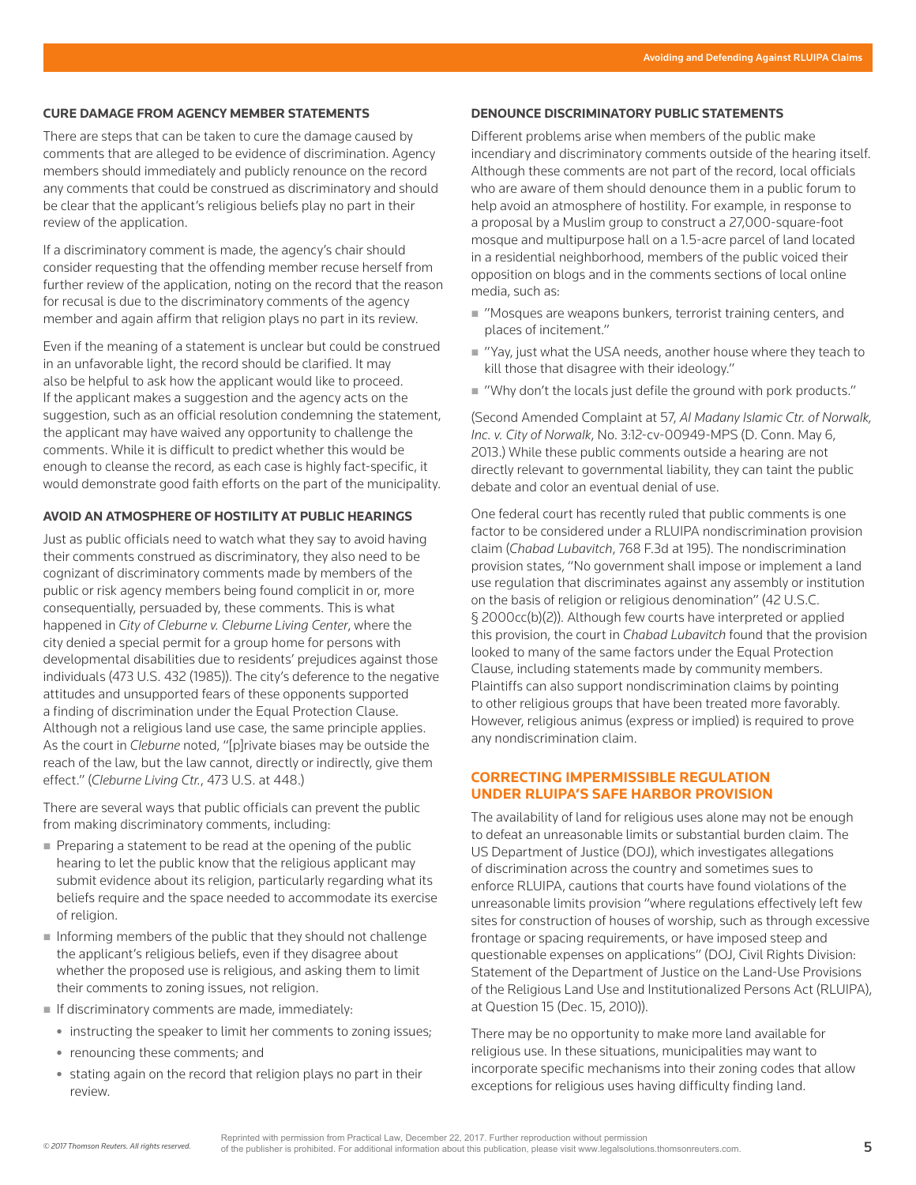### CURE DAMAGE FROM AGENCY MEMBER STATEMENTS

There are steps that can be taken to cure the damage caused by comments that are alleged to be evidence of discrimination. Agency members should immediately and publicly renounce on the record any comments that could be construed as discriminatory and should be clear that the applicant's religious beliefs play no part in their review of the application.

If a discriminatory comment is made, the agency's chair should consider requesting that the offending member recuse herself from further review of the application, noting on the record that the reason for recusal is due to the discriminatory comments of the agency member and again affirm that religion plays no part in its review.

Even if the meaning of a statement is unclear but could be construed in an unfavorable light, the record should be clarified. It may also be helpful to ask how the applicant would like to proceed. If the applicant makes a suggestion and the agency acts on the suggestion, such as an official resolution condemning the statement, the applicant may have waived any opportunity to challenge the comments. While it is difficult to predict whether this would be enough to cleanse the record, as each case is highly fact-specific, it would demonstrate good faith efforts on the part of the municipality.

### AVOID AN ATMOSPHERE OF HOSTILITY AT PUBLIC HEARINGS

Just as public officials need to watch what they say to avoid having their comments construed as discriminatory, they also need to be cognizant of discriminatory comments made by members of the public or risk agency members being found complicit in or, more consequentially, persuaded by, these comments. This is what happened in *City of Cleburne v. Cleburne Living Center*, where the city denied a special permit for a group home for persons with developmental disabilities due to residents' prejudices against those individuals (473 U.S. 432 (1985)). The city's deference to the negative attitudes and unsupported fears of these opponents supported a finding of discrimination under the Equal Protection Clause. Although not a religious land use case, the same principle applies. As the court in *Cleburne* noted, "[p]rivate biases may be outside the reach of the law, but the law cannot, directly or indirectly, give them effect." (*Cleburne Living Ctr.*, 473 U.S. at 448.)

There are several ways that public officials can prevent the public from making discriminatory comments, including:

- Preparing a statement to be read at the opening of the public hearing to let the public know that the religious applicant may submit evidence about its religion, particularly regarding what its beliefs require and the space needed to accommodate its exercise of religion.
- Informing members of the public that they should not challenge the applicant's religious beliefs, even if they disagree about whether the proposed use is religious, and asking them to limit their comments to zoning issues, not religion.
- If discriminatory comments are made, immediately:
  - instructing the speaker to limit her comments to zoning issues;
  - renouncing these comments; and
  - stating again on the record that religion plays no part in their review.

### DENOUNCE DISCRIMINATORY PUBLIC STATEMENTS

Different problems arise when members of the public make incendiary and discriminatory comments outside of the hearing itself. Although these comments are not part of the record, local officials who are aware of them should denounce them in a public forum to help avoid an atmosphere of hostility. For example, in response to a proposal by a Muslim group to construct a 27,000-square-foot mosque and multipurpose hall on a 1.5-acre parcel of land located in a residential neighborhood, members of the public voiced their opposition on blogs and in the comments sections of local online media, such as:

- "Mosques are weapons bunkers, terrorist training centers, and places of incitement."
- "Yay, just what the USA needs, another house where they teach to kill those that disagree with their ideology."
- "Why don't the locals just defile the ground with pork products."

(Second Amended Complaint at 57, *Al Madany Islamic Ctr. of Norwalk, Inc. v. City of Norwalk*, No. 3:12-cv-00949-MPS (D. Conn. May 6, 2013.) While these public comments outside a hearing are not directly relevant to governmental liability, they can taint the public debate and color an eventual denial of use.

One federal court has recently ruled that public comments is one factor to be considered under a RLUIPA nondiscrimination provision claim (*Chabad Lubavitch*, 768 F.3d at 195). The nondiscrimination provision states, "No government shall impose or implement a land use regulation that discriminates against any assembly or institution on the basis of religion or religious denomination" (42 U.S.C. § 2000cc(b)(2)). Although few courts have interpreted or applied this provision, the court in *Chabad Lubavitch* found that the provision looked to many of the same factors under the Equal Protection Clause, including statements made by community members. Plaintiffs can also support nondiscrimination claims by pointing to other religious groups that have been treated more favorably. However, religious animus (express or implied) is required to prove any nondiscrimination claim.

## CORRECTING IMPERMISSIBLE REGULATION UNDER RLUIPA'S SAFE HARBOR PROVISION

The availability of land for religious uses alone may not be enough to defeat an unreasonable limits or substantial burden claim. The US Department of Justice (DOJ), which investigates allegations of discrimination across the country and sometimes sues to enforce RLUIPA, cautions that courts have found violations of the unreasonable limits provision "where regulations effectively left few sites for construction of houses of worship, such as through excessive frontage or spacing requirements, or have imposed steep and questionable expenses on applications" (DOJ, Civil Rights Division: Statement of the Department of Justice on the Land-Use Provisions of the Religious Land Use and Institutionalized Persons Act (RLUIPA), at Question 15 (Dec. 15, 2010)).

There may be no opportunity to make more land available for religious use. In these situations, municipalities may want to incorporate specific mechanisms into their zoning codes that allow exceptions for religious uses having difficulty finding land.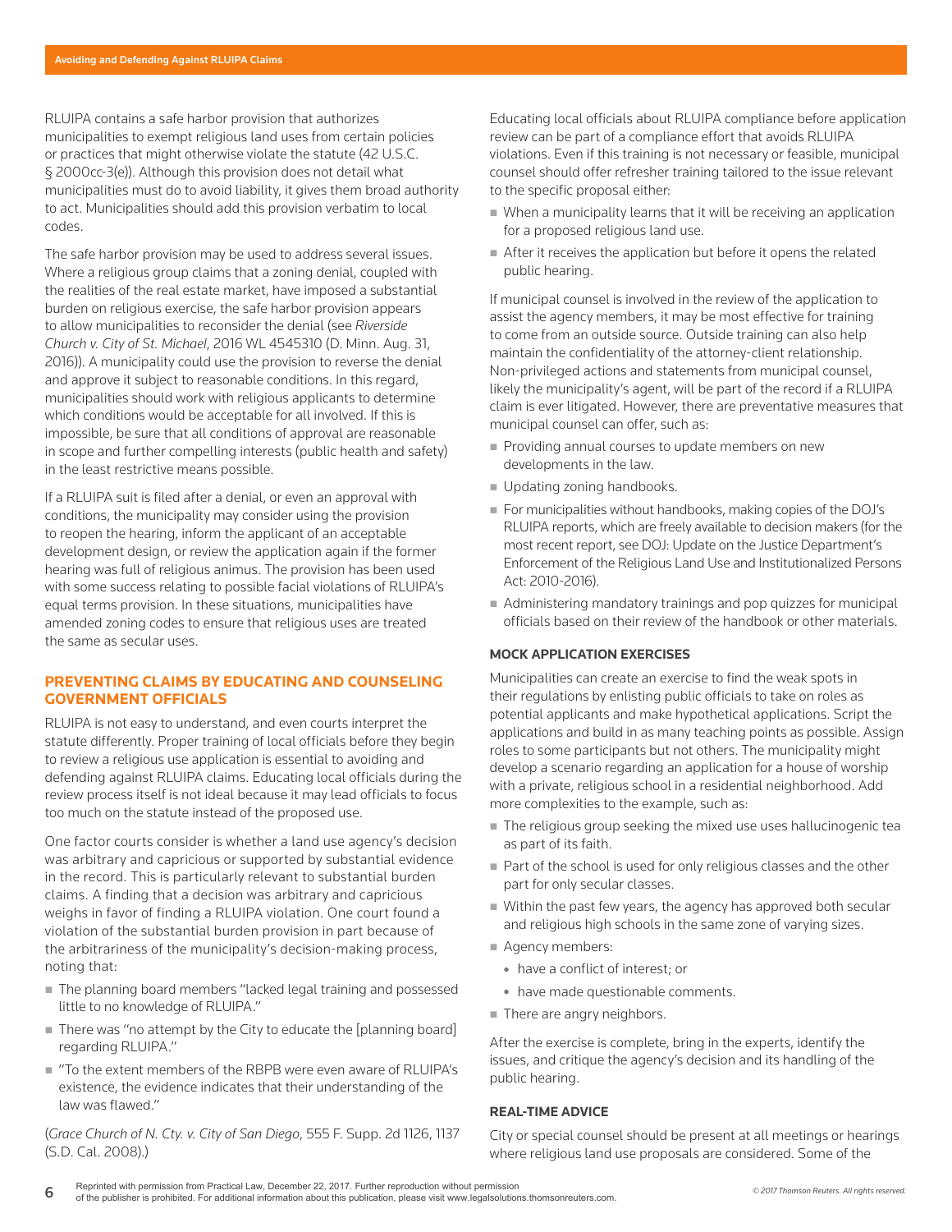RLUIPA contains a safe harbor provision that authorizes municipalities to exempt religious land uses from certain policies or practices that might otherwise violate the statute (42 U.S.C. § 2000cc-3(e)). Although this provision does not detail what municipalities must do to avoid liability, it gives them broad authority to act. Municipalities should add this provision verbatim to local codes.

The safe harbor provision may be used to address several issues. Where a religious group claims that a zoning denial, coupled with the realities of the real estate market, have imposed a substantial burden on religious exercise, the safe harbor provision appears to allow municipalities to reconsider the denial (see *Riverside Church v. City of St. Michael*, 2016 WL 4545310 (D. Minn. Aug. 31, 2016)). A municipality could use the provision to reverse the denial and approve it subject to reasonable conditions. In this regard, municipalities should work with religious applicants to determine which conditions would be acceptable for all involved. If this is impossible, be sure that all conditions of approval are reasonable in scope and further compelling interests (public health and safety) in the least restrictive means possible.

If a RLUIPA suit is filed after a denial, or even an approval with conditions, the municipality may consider using the provision to reopen the hearing, inform the applicant of an acceptable development design, or review the application again if the former hearing was full of religious animus. The provision has been used with some success relating to possible facial violations of RLUIPA's equal terms provision. In these situations, municipalities have amended zoning codes to ensure that religious uses are treated the same as secular uses.

## PREVENTING CLAIMS BY EDUCATING AND COUNSELING GOVERNMENT OFFICIALS

RLUIPA is not easy to understand, and even courts interpret the statute differently. Proper training of local officials before they begin to review a religious use application is essential to avoiding and defending against RLUIPA claims. Educating local officials during the review process itself is not ideal because it may lead officials to focus too much on the statute instead of the proposed use.

One factor courts consider is whether a land use agency's decision was arbitrary and capricious or supported by substantial evidence in the record. This is particularly relevant to substantial burden claims. A finding that a decision was arbitrary and capricious weighs in favor of finding a RLUIPA violation. One court found a violation of the substantial burden provision in part because of the arbitrariness of the municipality's decision-making process, noting that:

- The planning board members "lacked legal training and possessed little to no knowledge of RLUIPA."
- There was "no attempt by the City to educate the [planning board] regarding RLUIPA."
- "To the extent members of the RBPB were even aware of RLUIPA's existence, the evidence indicates that their understanding of the law was flawed."

(*Grace Church of N. Cty. v. City of San Diego*, 555 F. Supp. 2d 1126, 1137 (S.D. Cal. 2008).)

Educating local officials about RLUIPA compliance before application review can be part of a compliance effort that avoids RLUIPA violations. Even if this training is not necessary or feasible, municipal counsel should offer refresher training tailored to the issue relevant to the specific proposal either:

- When a municipality learns that it will be receiving an application for a proposed religious land use.
- After it receives the application but before it opens the related public hearing.

If municipal counsel is involved in the review of the application to assist the agency members, it may be most effective for training to come from an outside source. Outside training can also help maintain the confidentiality of the attorney-client relationship. Non-privileged actions and statements from municipal counsel, likely the municipality's agent, will be part of the record if a RLUIPA claim is ever litigated. However, there are preventative measures that municipal counsel can offer, such as:

- Providing annual courses to update members on new developments in the law.
- Updating zoning handbooks.
- For municipalities without handbooks, making copies of the DOJ's RLUIPA reports, which are freely available to decision makers (for the most recent report, see DOJ: Update on the Justice Department's Enforcement of the Religious Land Use and Institutionalized Persons Act: 2010-2016).
- Administering mandatory trainings and pop quizzes for municipal officials based on their review of the handbook or other materials.

### MOCK APPLICATION EXERCISES

Municipalities can create an exercise to find the weak spots in their regulations by enlisting public officials to take on roles as potential applicants and make hypothetical applications. Script the applications and build in as many teaching points as possible. Assign roles to some participants but not others. The municipality might develop a scenario regarding an application for a house of worship with a private, religious school in a residential neighborhood. Add more complexities to the example, such as:

- The religious group seeking the mixed use uses hallucinogenic tea as part of its faith.
- Part of the school is used for only religious classes and the other part for only secular classes.
- Within the past few years, the agency has approved both secular and religious high schools in the same zone of varying sizes.
- Agency members:
  - have a conflict of interest; or
  - have made questionable comments.
- There are angry neighbors.

After the exercise is complete, bring in the experts, identify the issues, and critique the agency's decision and its handling of the public hearing.

### REAL-TIME ADVICE

City or special counsel should be present at all meetings or hearings where religious land use proposals are considered. Some of the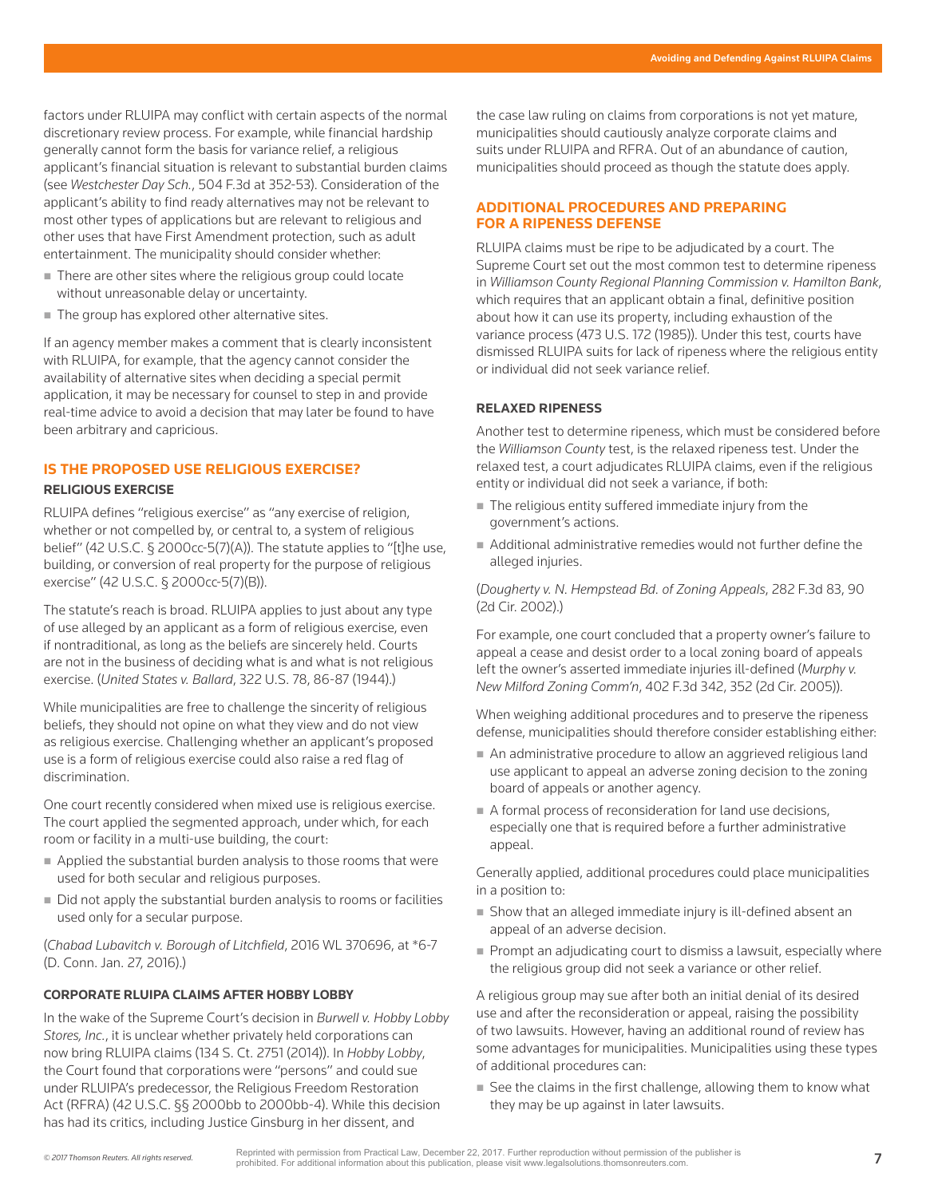factors under RLUIPA may conflict with certain aspects of the normal discretionary review process. For example, while financial hardship generally cannot form the basis for variance relief, a religious applicant's financial situation is relevant to substantial burden claims (see *Westchester Day Sch.*, 504 F.3d at 352-53). Consideration of the applicant's ability to find ready alternatives may not be relevant to most other types of applications but are relevant to religious and other uses that have First Amendment protection, such as adult entertainment. The municipality should consider whether:

- There are other sites where the religious group could locate without unreasonable delay or uncertainty.
- The group has explored other alternative sites.

If an agency member makes a comment that is clearly inconsistent with RLUIPA, for example, that the agency cannot consider the availability of alternative sites when deciding a special permit application, it may be necessary for counsel to step in and provide real-time advice to avoid a decision that may later be found to have been arbitrary and capricious.

## IS THE PROPOSED USE RELIGIOUS EXERCISE?

### RELIGIOUS EXERCISE

RLUIPA defines "religious exercise" as "any exercise of religion, whether or not compelled by, or central to, a system of religious belief" (42 U.S.C. § 2000cc-5(7)(A)). The statute applies to "[t]he use, building, or conversion of real property for the purpose of religious exercise" (42 U.S.C. § 2000cc-5(7)(B)).

The statute's reach is broad. RLUIPA applies to just about any type of use alleged by an applicant as a form of religious exercise, even if nontraditional, as long as the beliefs are sincerely held. Courts are not in the business of deciding what is and what is not religious exercise. (*United States v. Ballard*, 322 U.S. 78, 86-87 (1944).)

While municipalities are free to challenge the sincerity of religious beliefs, they should not opine on what they view and do not view as religious exercise. Challenging whether an applicant's proposed use is a form of religious exercise could also raise a red flag of discrimination.

One court recently considered when mixed use is religious exercise. The court applied the segmented approach, under which, for each room or facility in a multi-use building, the court:

- Applied the substantial burden analysis to those rooms that were used for both secular and religious purposes.
- Did not apply the substantial burden analysis to rooms or facilities used only for a secular purpose.

(*Chabad Lubavitch v. Borough of Litchfield*, 2016 WL 370696, at *6-7 (D. Conn. Jan. 27, 2016).)

### CORPORATE RLUIPA CLAIMS AFTER HOBBY LOBBY

In the wake of the Supreme Court's decision in *Burwell v. Hobby Lobby Stores, Inc.*, it is unclear whether privately held corporations can now bring RLUIPA claims (134 S. Ct. 2751 (2014)). In *Hobby Lobby*, the Court found that corporations were "persons" and could sue under RLUIPA's predecessor, the Religious Freedom Restoration Act (RFRA) (42 U.S.C. §§ 2000bb to 2000bb-4). While this decision has had its critics, including Justice Ginsburg in her dissent, and the case law ruling on claims from corporations is not yet mature, municipalities should cautiously analyze corporate claims and suits under RLUIPA and RFRA. Out of an abundance of caution, municipalities should proceed as though the statute does apply.

## ADDITIONAL PROCEDURES AND PREPARING FOR A RIPENESS DEFENSE

RLUIPA claims must be ripe to be adjudicated by a court. The Supreme Court set out the most common test to determine ripeness in *Williamson County Regional Planning Commission v. Hamilton Bank*, which requires that an applicant obtain a final, definitive position about how it can use its property, including exhaustion of the variance process (473 U.S. 172 (1985)). Under this test, courts have dismissed RLUIPA suits for lack of ripeness where the religious entity or individual did not seek variance relief.

### RELAXED RIPENESS

Another test to determine ripeness, which must be considered before the *Williamson County* test, is the relaxed ripeness test. Under the relaxed test, a court adjudicates RLUIPA claims, even if the religious entity or individual did not seek a variance, if both:

- The religious entity suffered immediate injury from the government's actions.
- Additional administrative remedies would not further define the alleged injuries.

(*Dougherty v. N. Hempstead Bd. of Zoning Appeals*, 282 F.3d 83, 90 (2d Cir. 2002).)

For example, one court concluded that a property owner's failure to appeal a cease and desist order to a local zoning board of appeals left the owner's asserted immediate injuries ill-defined (*Murphy v. New Milford Zoning Comm'n*, 402 F.3d 342, 352 (2d Cir. 2005)).

When weighing additional procedures and to preserve the ripeness defense, municipalities should therefore consider establishing either:

- An administrative procedure to allow an aggrieved religious land use applicant to appeal an adverse zoning decision to the zoning board of appeals or another agency.
- A formal process of reconsideration for land use decisions, especially one that is required before a further administrative appeal.

Generally applied, additional procedures could place municipalities in a position to:

- Show that an alleged immediate injury is ill-defined absent an appeal of an adverse decision.
- Prompt an adjudicating court to dismiss a lawsuit, especially where the religious group did not seek a variance or other relief.

A religious group may sue after both an initial denial of its desired use and after the reconsideration or appeal, raising the possibility of two lawsuits. However, having an additional round of review has some advantages for municipalities. Municipalities using these types of additional procedures can:

- See the claims in the first challenge, allowing them to know what they may be up against in later lawsuits.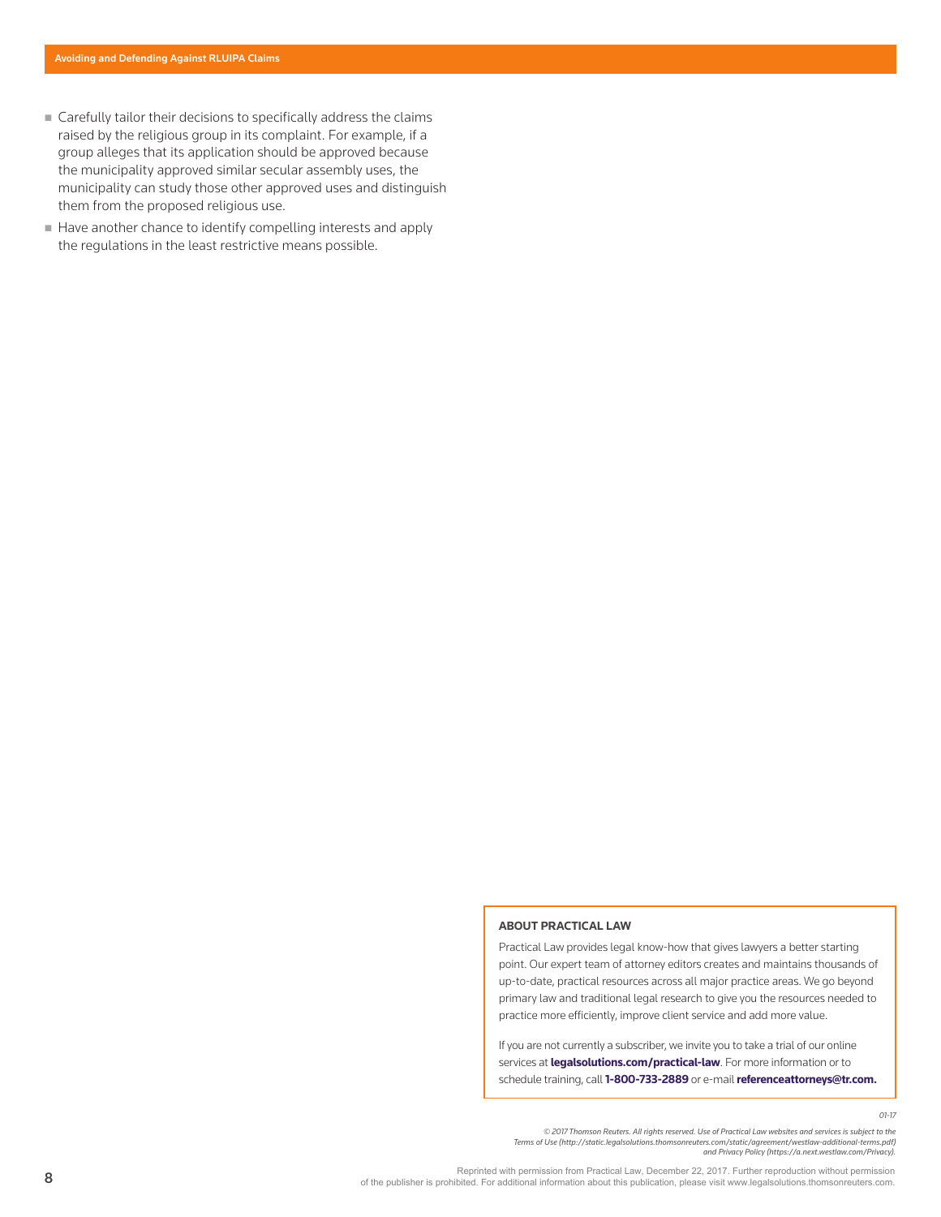- Carefully tailor their decisions to specifically address the claims raised by the religious group in its complaint. For example, if a group alleges that its application should be approved because the municipality approved similar secular assembly uses, the municipality can study those other approved uses and distinguish them from the proposed religious use.
- Have another chance to identify compelling interests and apply the regulations in the least restrictive means possible.

**ABOUT PRACTICAL LAW**

Practical Law provides legal know-how that gives lawyers a better starting point. Our expert team of attorney editors creates and maintains thousands of up-to-date, practical resources across all major practice areas. We go beyond primary law and traditional legal research to give you the resources needed to practice more efficiently, improve client service and add more value.

If you are not currently a subscriber, we invite you to take a trial of our online services at **legalsolutions.com/practical-law**. For more information or to schedule training, call **1-800-733-2889** or e-mail **referenceattorneys@tr.com.**

*01-17*

*© 2017 Thomson Reuters. All rights reserved. Use of Practical Law websites and services is subject to the Terms of Use (http://static.legalsolutions.thomsonreuters.com/static/agreement/westlaw-additional-terms.pdf) and Privacy Policy (https://a.next.westlaw.com/Privacy).*

Reprinted with permission from Practical Law, December 22, 2017. Further reproduction without permission of the publisher is prohibited. For additional information about this publication, please visit www.legalsolutions.thomsonreuters.com.